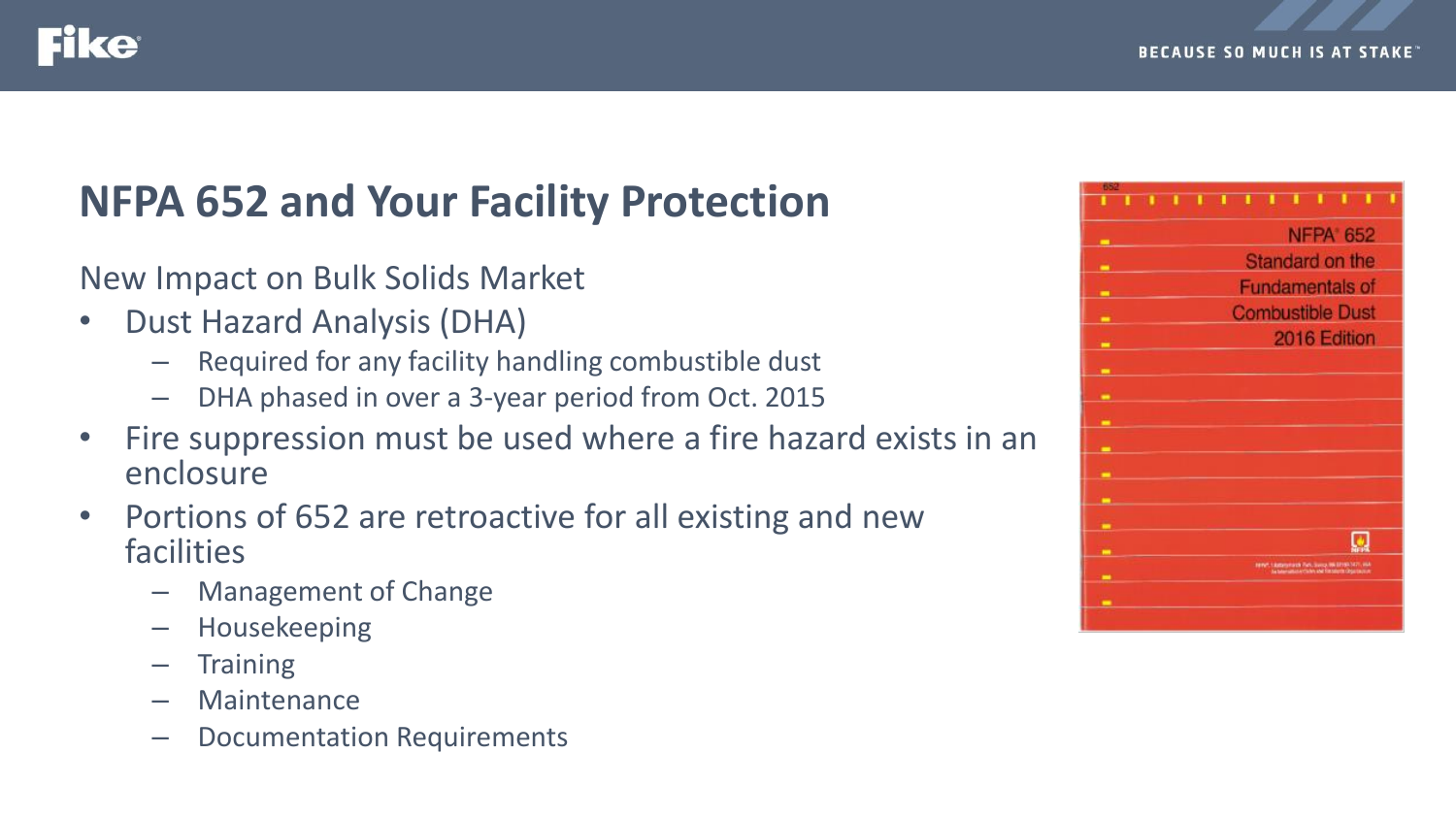# NFPA 652 and Your Facility Protection

New Impact on Bulk Solids Market

- Dust Hazard Analysis (DHA)
  - Required for any facility handling combustible dust
  - DHA phased in over a 3-year period from Oct. 2015
- Fire suppression must be used where a fire hazard exists in an enclosure
- Portions of 652 are retroactive for all existing and new facilities
  - Management of Change
  - Housekeeping
  - Training
  - Maintenance
  - Documentation Requirements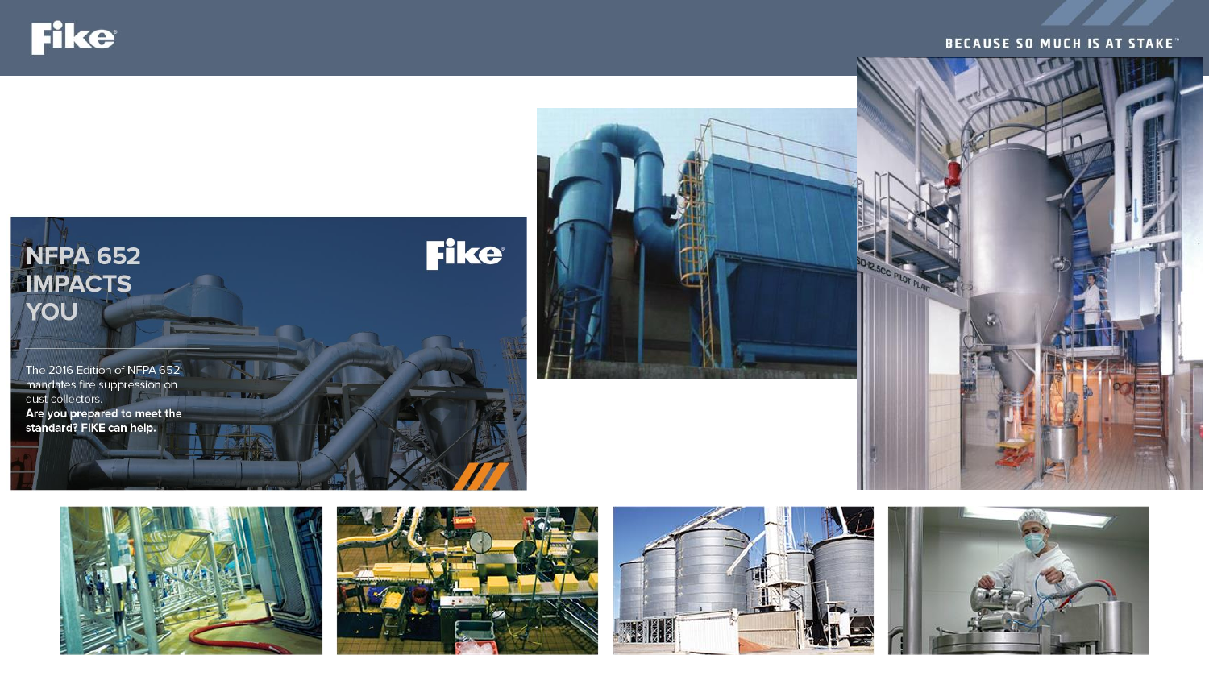NFPA 652 IMPACTS YOU

The 2016 Edition of NFPA 652 mandates fire suppression on dust collectors.

**Are you prepared to meet the standard? FIKE can help.**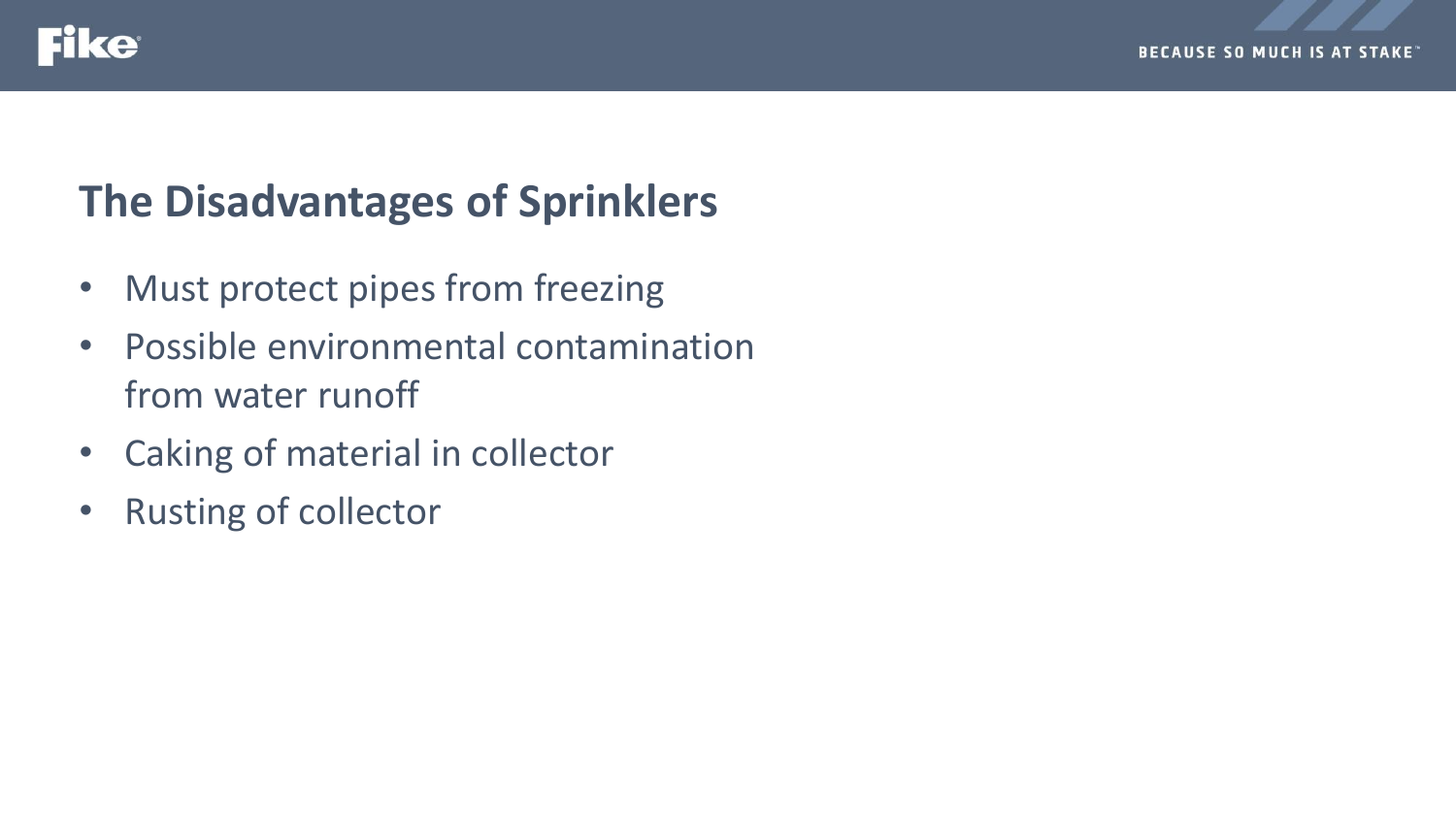## The Disadvantages of Sprinklers

- Must protect pipes from freezing
- Possible environmental contamination from water runoff
- Caking of material in collector
- Rusting of collector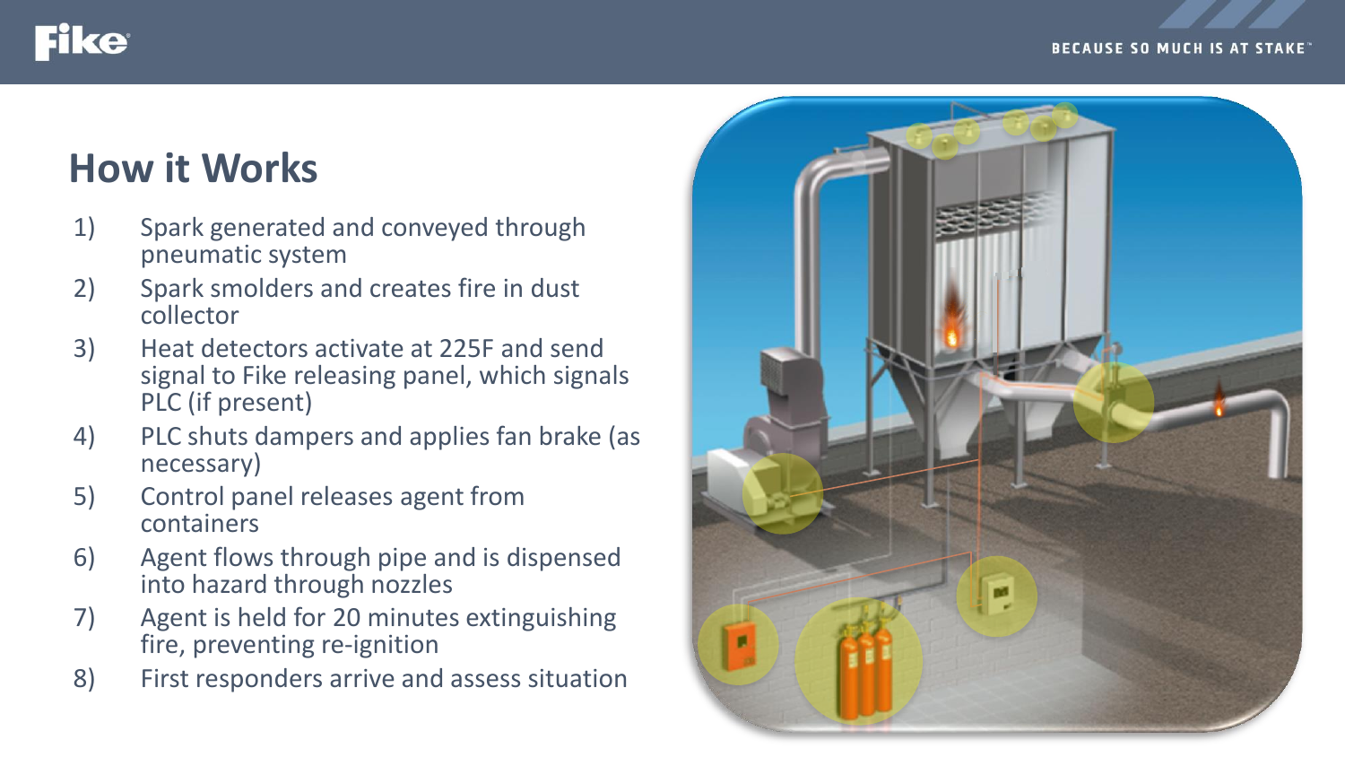# How it Works

1) Spark generated and conveyed through pneumatic system
2) Spark smolders and creates fire in dust collector
3) Heat detectors activate at 225F and send signal to Fike releasing panel, which signals PLC (if present)
4) PLC shuts dampers and applies fan brake (as necessary)
5) Control panel releases agent from containers
6) Agent flows through pipe and is dispensed into hazard through nozzles
7) Agent is held for 20 minutes extinguishing fire, preventing re-ignition
8) First responders arrive and assess situation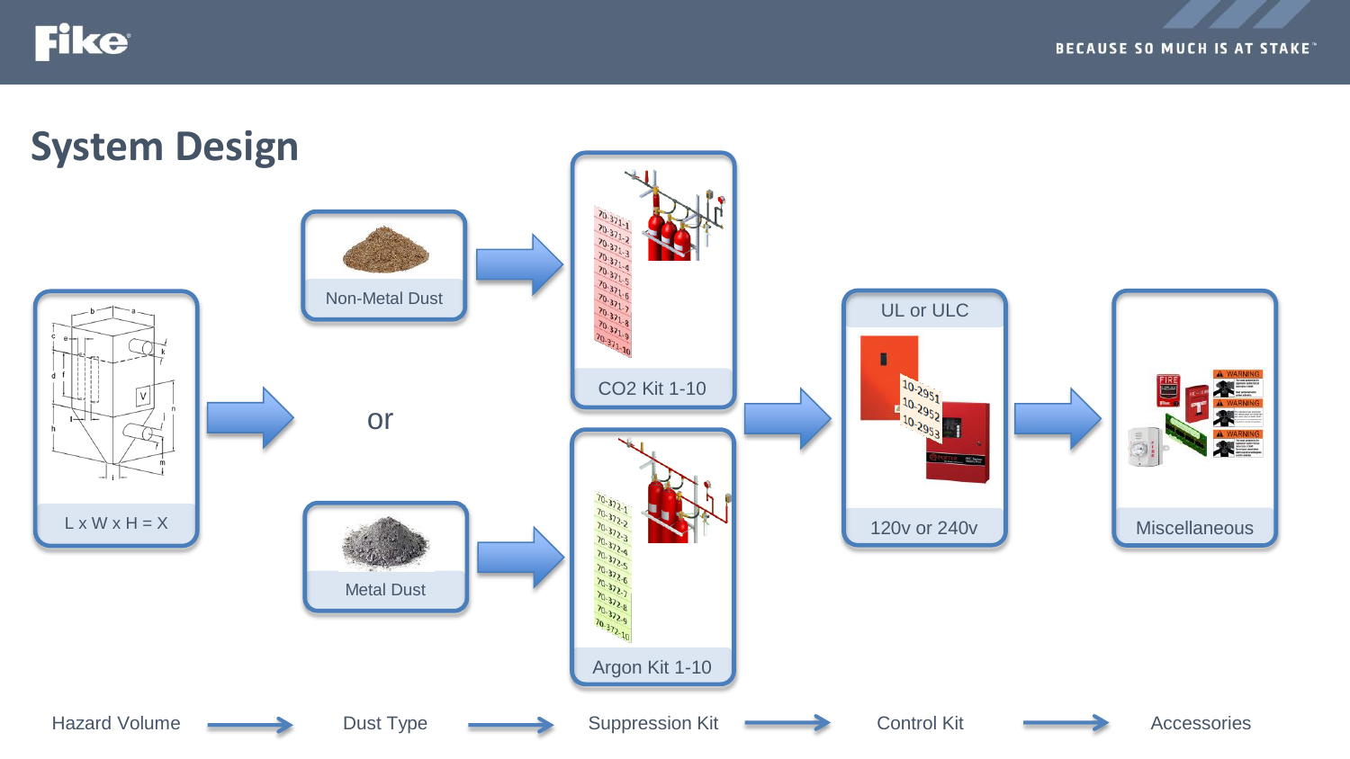# System Design

L x W x H = X

Non-Metal Dust

or

Metal Dust

70-371-1
70-371-2
70-371-3
70-371-4
70-371-5
70-371-6
70-371-7
70-371-8
70-371-9
70-371-10

CO2 Kit 1-10

70-372-1
70-372-2
70-372-3
70-372-4
70-372-5
70-372-6
70-372-7
70-372-8
70-372-9
70-372-10

Argon Kit 1-10

UL or ULC

10-2951
10-2952
10-2953

120v or 240v

Miscellaneous

Hazard Volume → Dust Type → Suppression Kit → Control Kit → Accessories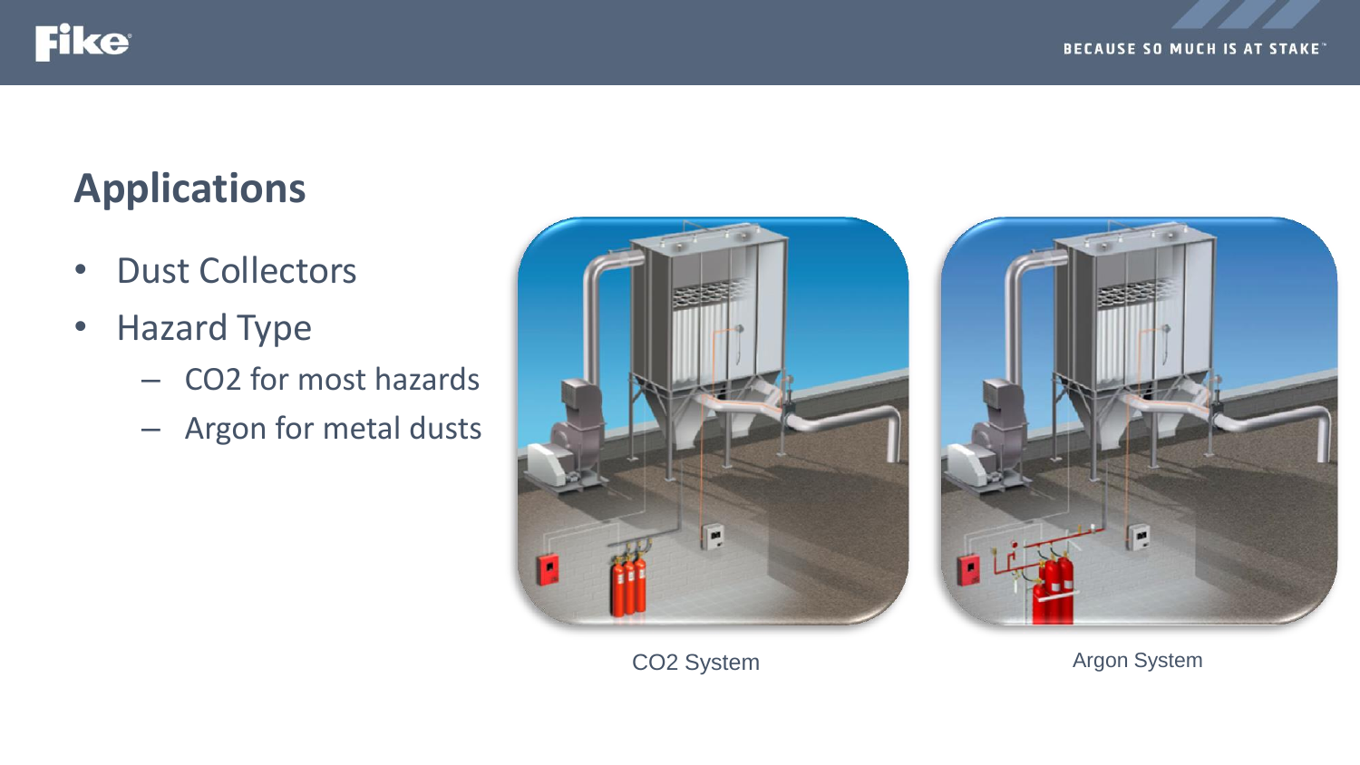## Applications

- Dust Collectors
- Hazard Type
  - $CO_2$ for most hazards
  - Argon for metal dusts

$CO_2$ System

Argon System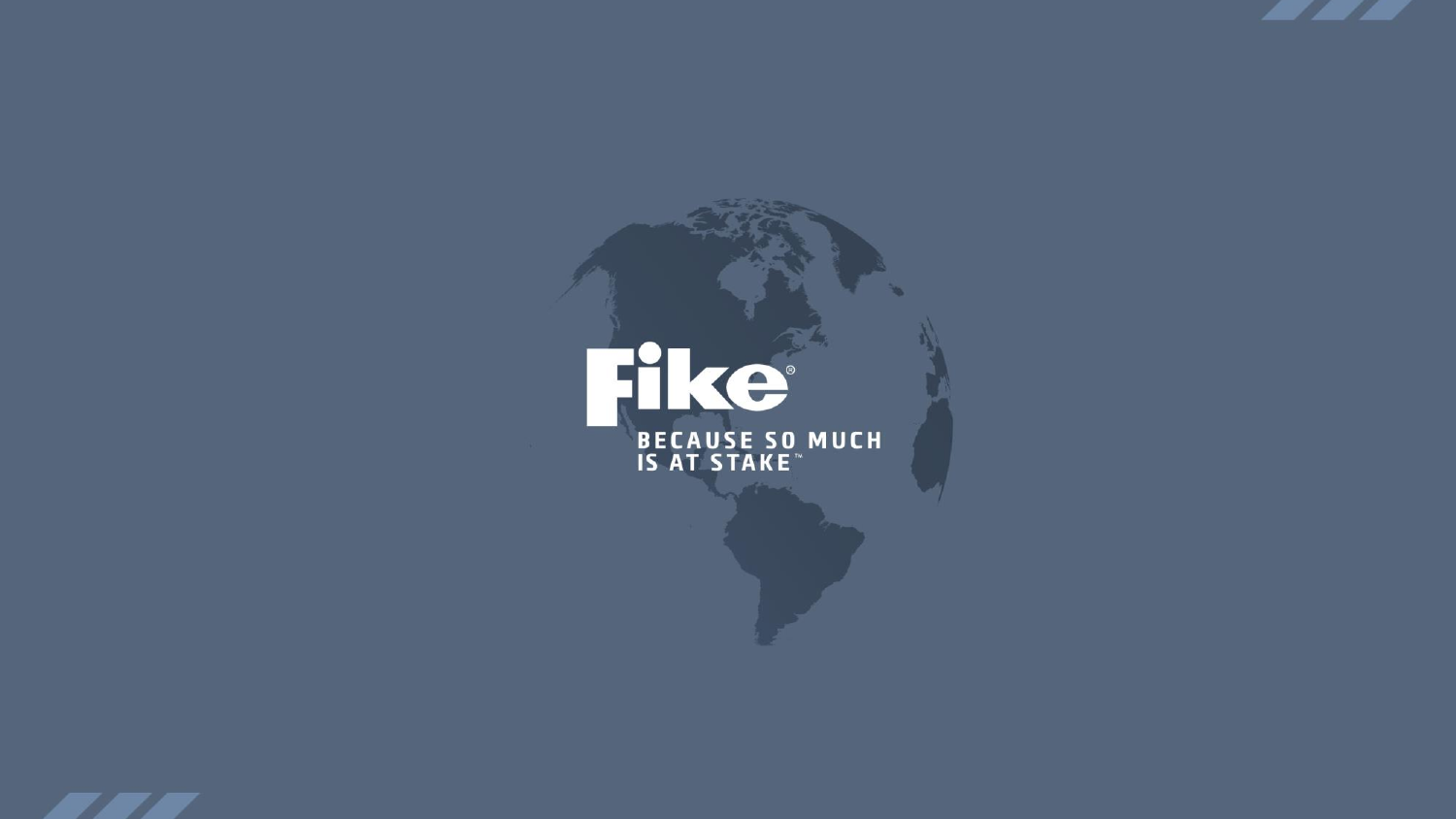Fike®

BECAUSE SO MUCH IS AT STAKE™